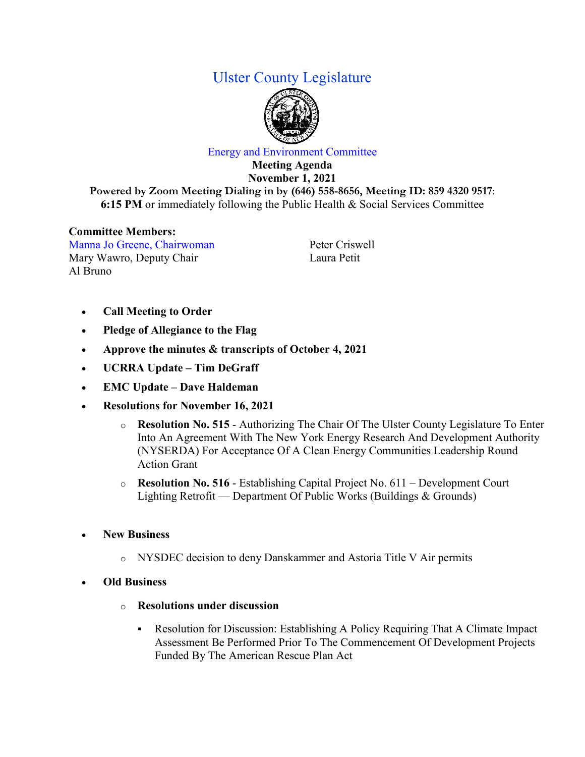# Ulster County Legislature

## Energy and Environment Committee

**Meeting Agenda**
**November 1, 2021**
**Powered by Zoom Meeting Dialing in by (646) 558-8656, Meeting ID: 859 4320 9517**:
**6:15 PM** or immediately following the Public Health & Social Services Committee

**Committee Members:**

Manna Jo Greene, Chairwoman
Mary Wawro, Deputy Chair
Al Bruno
Peter Criswell
Laura Petit

- **Call Meeting to Order**
- **Pledge of Allegiance to the Flag**
- **Approve the minutes & transcripts of October 4, 2021**
- **UCRRA Update – Tim DeGraff**
- **EMC Update – Dave Haldeman**
- **Resolutions for November 16, 2021**
  - **Resolution No. 515** - Authorizing The Chair Of The Ulster County Legislature To Enter Into An Agreement With The New York Energy Research And Development Authority (NYSERDA) For Acceptance Of A Clean Energy Communities Leadership Round Action Grant
  - **Resolution No. 516** - Establishing Capital Project No. 611 – Development Court Lighting Retrofit — Department Of Public Works (Buildings & Grounds)
- **New Business**
  - NYSDEC decision to deny Danskammer and Astoria Title V Air permits
- **Old Business**
  - **Resolutions under discussion**
    - Resolution for Discussion: Establishing A Policy Requiring That A Climate Impact Assessment Be Performed Prior To The Commencement Of Development Projects Funded By The American Rescue Plan Act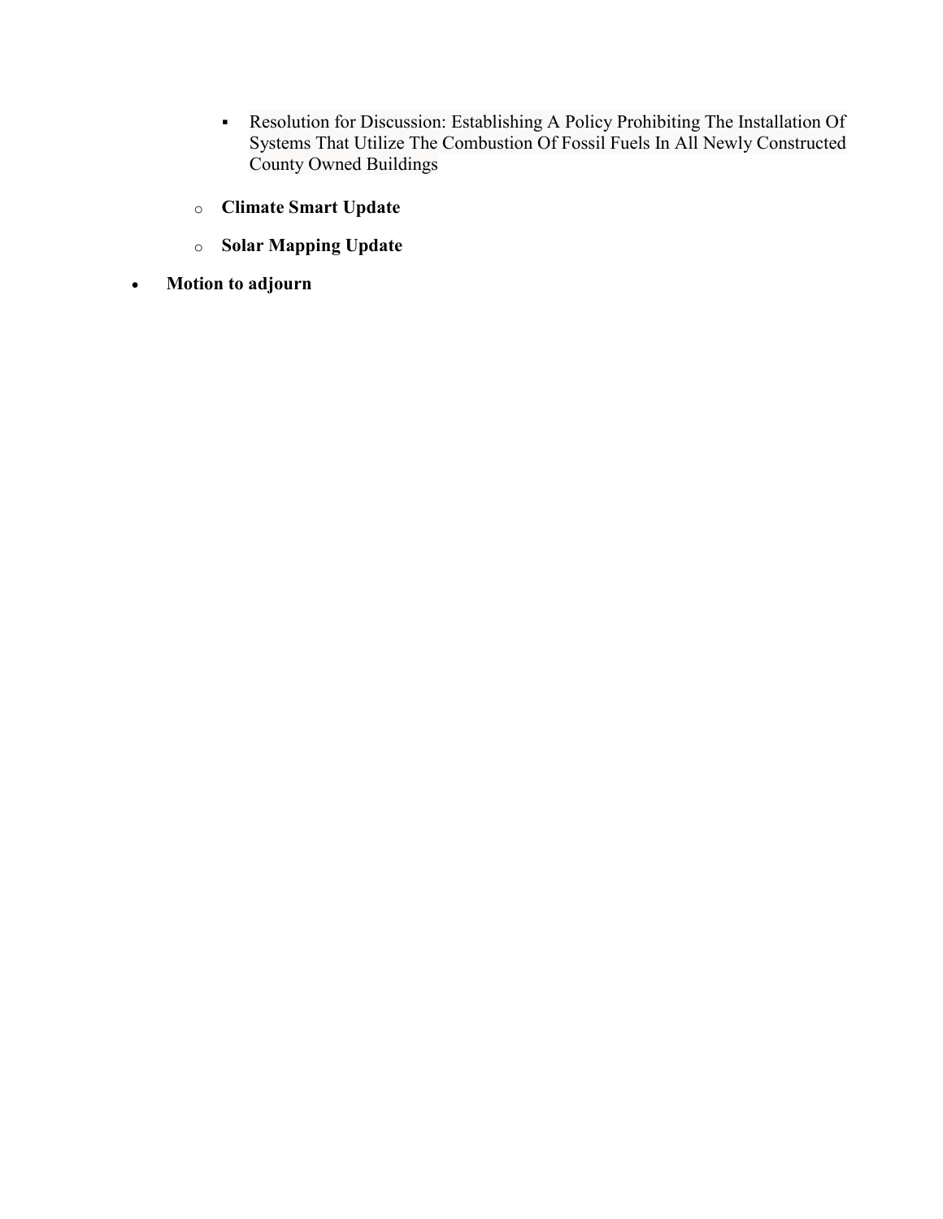- Resolution for Discussion: Establishing A Policy Prohibiting The Installation Of Systems That Utilize The Combustion Of Fossil Fuels In All Newly Constructed County Owned Buildings
  - **Climate Smart Update**
  - **Solar Mapping Update**
- **Motion to adjourn**